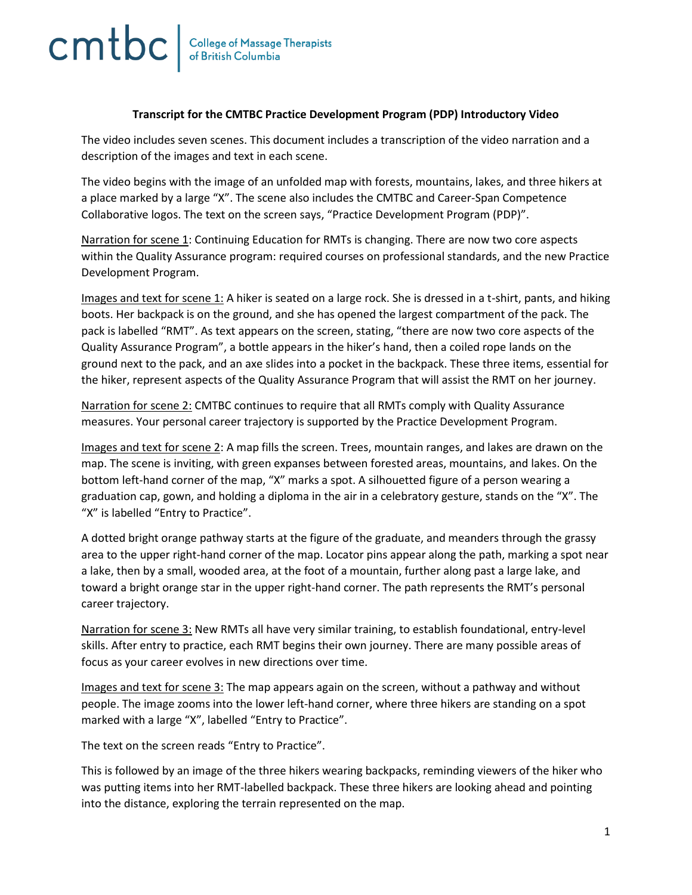cmtbc | College of Massage Therapists of British Columbia

**Transcript for the CMTBC Practice Development Program (PDP) Introductory Video**

The video includes seven scenes. This document includes a transcription of the video narration and a description of the images and text in each scene.

The video begins with the image of an unfolded map with forests, mountains, lakes, and three hikers at a place marked by a large "X". The scene also includes the CMTBC and Career-Span Competence Collaborative logos. The text on the screen says, "Practice Development Program (PDP)".

<u>Narration for scene 1</u>: Continuing Education for RMTs is changing. There are now two core aspects within the Quality Assurance program: required courses on professional standards, and the new Practice Development Program.

<u>Images and text for scene 1:</u> A hiker is seated on a large rock. She is dressed in a t-shirt, pants, and hiking boots. Her backpack is on the ground, and she has opened the largest compartment of the pack. The pack is labelled "RMT". As text appears on the screen, stating, "there are now two core aspects of the Quality Assurance Program", a bottle appears in the hiker's hand, then a coiled rope lands on the ground next to the pack, and an axe slides into a pocket in the backpack. These three items, essential for the hiker, represent aspects of the Quality Assurance Program that will assist the RMT on her journey.

<u>Narration for scene 2:</u> CMTBC continues to require that all RMTs comply with Quality Assurance measures. Your personal career trajectory is supported by the Practice Development Program.

<u>Images and text for scene 2</u>: A map fills the screen. Trees, mountain ranges, and lakes are drawn on the map. The scene is inviting, with green expanses between forested areas, mountains, and lakes. On the bottom left-hand corner of the map, "X" marks a spot. A silhouetted figure of a person wearing a graduation cap, gown, and holding a diploma in the air in a celebratory gesture, stands on the "X". The "X" is labelled "Entry to Practice".

A dotted bright orange pathway starts at the figure of the graduate, and meanders through the grassy area to the upper right-hand corner of the map. Locator pins appear along the path, marking a spot near a lake, then by a small, wooded area, at the foot of a mountain, further along past a large lake, and toward a bright orange star in the upper right-hand corner. The path represents the RMT's personal career trajectory.

<u>Narration for scene 3:</u> New RMTs all have very similar training, to establish foundational, entry-level skills. After entry to practice, each RMT begins their own journey. There are many possible areas of focus as your career evolves in new directions over time.

<u>Images and text for scene 3:</u> The map appears again on the screen, without a pathway and without people. The image zooms into the lower left-hand corner, where three hikers are standing on a spot marked with a large "X", labelled "Entry to Practice".

The text on the screen reads "Entry to Practice".

This is followed by an image of the three hikers wearing backpacks, reminding viewers of the hiker who was putting items into her RMT-labelled backpack. These three hikers are looking ahead and pointing into the distance, exploring the terrain represented on the map.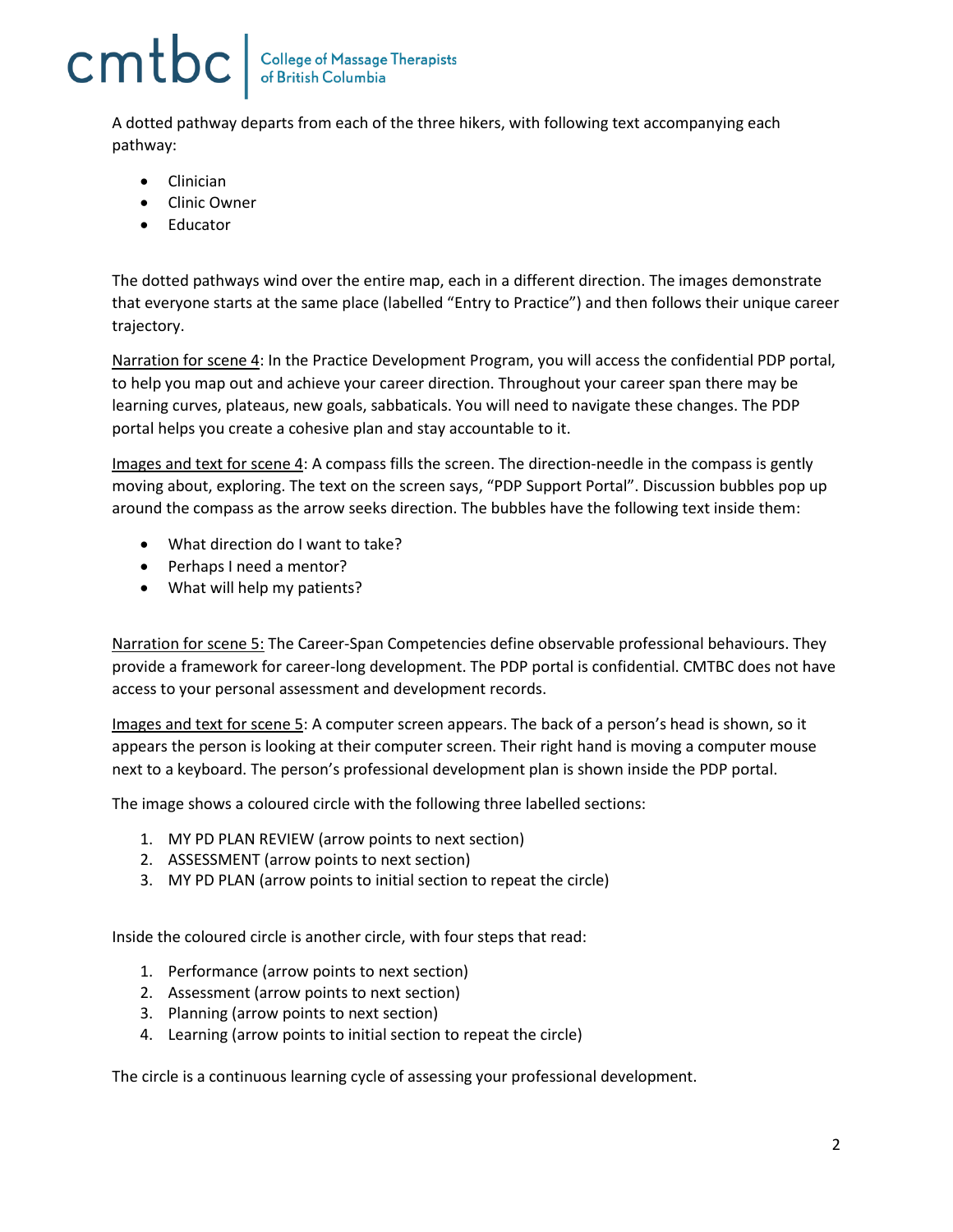A dotted pathway departs from each of the three hikers, with following text accompanying each pathway:

- Clinician
- Clinic Owner
- Educator

The dotted pathways wind over the entire map, each in a different direction. The images demonstrate that everyone starts at the same place (labelled “Entry to Practice”) and then follows their unique career trajectory.

<u>Narration for scene 4</u>: In the Practice Development Program, you will access the confidential PDP portal, to help you map out and achieve your career direction. Throughout your career span there may be learning curves, plateaus, new goals, sabbaticals. You will need to navigate these changes. The PDP portal helps you create a cohesive plan and stay accountable to it.

<u>Images and text for scene 4</u>: A compass fills the screen. The direction-needle in the compass is gently moving about, exploring. The text on the screen says, “PDP Support Portal”. Discussion bubbles pop up around the compass as the arrow seeks direction. The bubbles have the following text inside them:

- What direction do I want to take?
- Perhaps I need a mentor?
- What will help my patients?

<u>Narration for scene 5:</u> The Career-Span Competencies define observable professional behaviours. They provide a framework for career-long development. The PDP portal is confidential. CMTBC does not have access to your personal assessment and development records.

<u>Images and text for scene 5</u>: A computer screen appears. The back of a person’s head is shown, so it appears the person is looking at their computer screen. Their right hand is moving a computer mouse next to a keyboard. The person’s professional development plan is shown inside the PDP portal.

The image shows a coloured circle with the following three labelled sections:

1. MY PD PLAN REVIEW (arrow points to next section)
2. ASSESSMENT (arrow points to next section)
3. MY PD PLAN (arrow points to initial section to repeat the circle)

Inside the coloured circle is another circle, with four steps that read:

1. Performance (arrow points to next section)
2. Assessment (arrow points to next section)
3. Planning (arrow points to next section)
4. Learning (arrow points to initial section to repeat the circle)

The circle is a continuous learning cycle of assessing your professional development.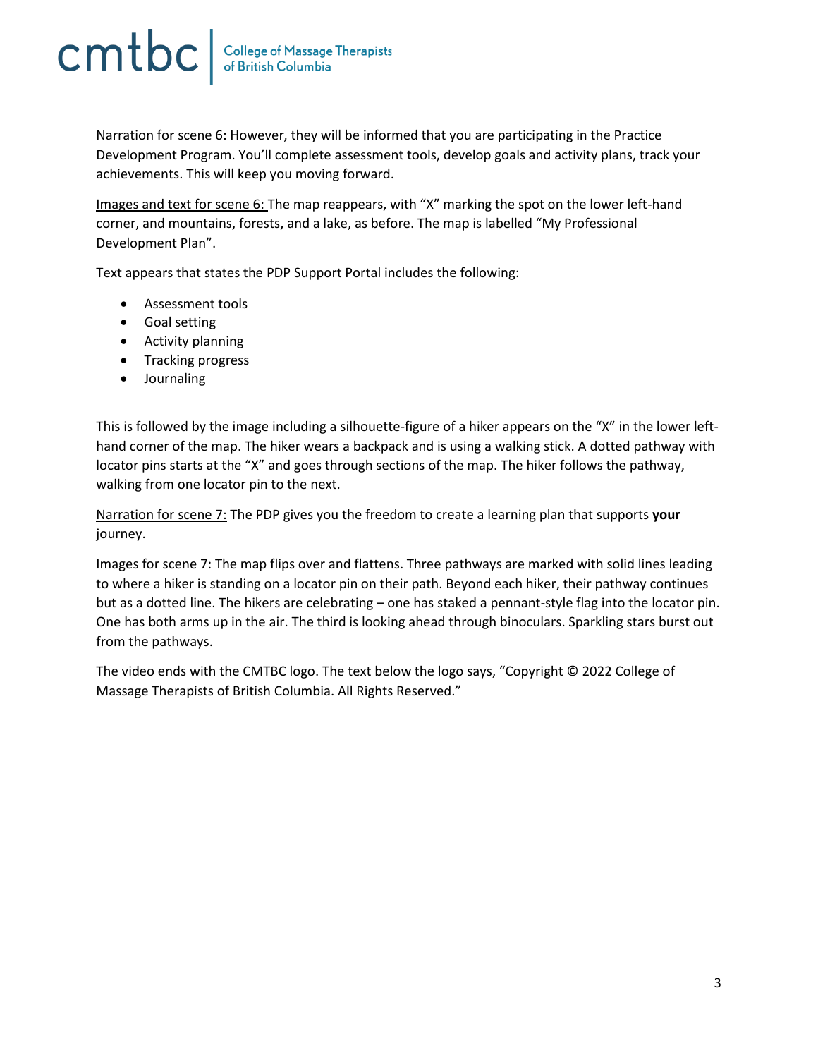Narration for scene 6: However, they will be informed that you are participating in the Practice Development Program. You'll complete assessment tools, develop goals and activity plans, track your achievements. This will keep you moving forward.

Images and text for scene 6: The map reappears, with "X" marking the spot on the lower left-hand corner, and mountains, forests, and a lake, as before. The map is labelled "My Professional Development Plan".

Text appears that states the PDP Support Portal includes the following:

- Assessment tools
- Goal setting
- Activity planning
- Tracking progress
- Journaling

This is followed by the image including a silhouette-figure of a hiker appears on the "X" in the lower left-hand corner of the map. The hiker wears a backpack and is using a walking stick. A dotted pathway with locator pins starts at the "X" and goes through sections of the map. The hiker follows the pathway, walking from one locator pin to the next.

Narration for scene 7: The PDP gives you the freedom to create a learning plan that supports **your** journey.

Images for scene 7: The map flips over and flattens. Three pathways are marked with solid lines leading to where a hiker is standing on a locator pin on their path. Beyond each hiker, their pathway continues but as a dotted line. The hikers are celebrating – one has staked a pennant-style flag into the locator pin. One has both arms up in the air. The third is looking ahead through binoculars. Sparkling stars burst out from the pathways.

The video ends with the CMTBC logo. The text below the logo says, "Copyright © 2022 College of Massage Therapists of British Columbia. All Rights Reserved."